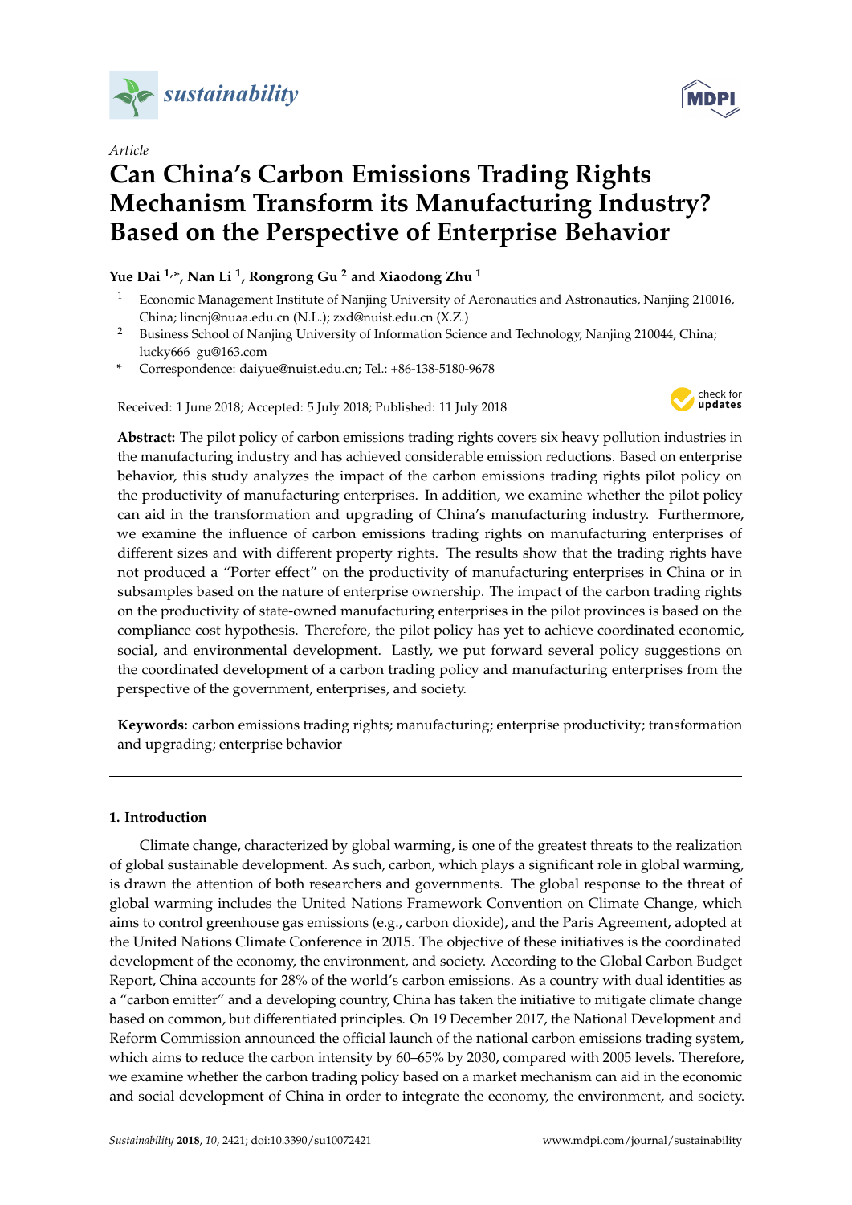Article

# Can China's Carbon Emissions Trading Rights Mechanism Transform its Manufacturing Industry? Based on the Perspective of Enterprise Behavior

**Yue Dai [1,*], Nan Li [1], Rongrong Gu [2] and Xiaodong Zhu [1]**

1 Economic Management Institute of Nanjing University of Aeronautics and Astronautics, Nanjing 210016, China; lincnj@nuaa.edu.cn (N.L.); zxd@nuist.edu.cn (X.Z.)

2 Business School of Nanjing University of Information Science and Technology, Nanjing 210044, China; lucky666_gu@163.com

\* Correspondence: daiyue@nuist.edu.cn; Tel.: +86-138-5180-9678

Received: 1 June 2018; Accepted: 5 July 2018; Published: 11 July 2018

**Abstract:** The pilot policy of carbon emissions trading rights covers six heavy pollution industries in the manufacturing industry and has achieved considerable emission reductions. Based on enterprise behavior, this study analyzes the impact of the carbon emissions trading rights pilot policy on the productivity of manufacturing enterprises. In addition, we examine whether the pilot policy can aid in the transformation and upgrading of China's manufacturing industry. Furthermore, we examine the influence of carbon emissions trading rights on manufacturing enterprises of different sizes and with different property rights. The results show that the trading rights have not produced a "Porter effect" on the productivity of manufacturing enterprises in China or in subsamples based on the nature of enterprise ownership. The impact of the carbon trading rights on the productivity of state-owned manufacturing enterprises in the pilot provinces is based on the compliance cost hypothesis. Therefore, the pilot policy has yet to achieve coordinated economic, social, and environmental development. Lastly, we put forward several policy suggestions on the coordinated development of a carbon trading policy and manufacturing enterprises from the perspective of the government, enterprises, and society.

**Keywords:** carbon emissions trading rights; manufacturing; enterprise productivity; transformation and upgrading; enterprise behavior

## 1. Introduction

Climate change, characterized by global warming, is one of the greatest threats to the realization of global sustainable development. As such, carbon, which plays a significant role in global warming, is drawn the attention of both researchers and governments. The global response to the threat of global warming includes the United Nations Framework Convention on Climate Change, which aims to control greenhouse gas emissions (e.g., carbon dioxide), and the Paris Agreement, adopted at the United Nations Climate Conference in 2015. The objective of these initiatives is the coordinated development of the economy, the environment, and society. According to the Global Carbon Budget Report, China accounts for 28% of the world's carbon emissions. As a country with dual identities as a "carbon emitter" and a developing country, China has taken the initiative to mitigate climate change based on common, but differentiated principles. On 19 December 2017, the National Development and Reform Commission announced the official launch of the national carbon emissions trading system, which aims to reduce the carbon intensity by 60–65% by 2030, compared with 2005 levels. Therefore, we examine whether the carbon trading policy based on a market mechanism can aid in the economic and social development of China in order to integrate the economy, the environment, and society.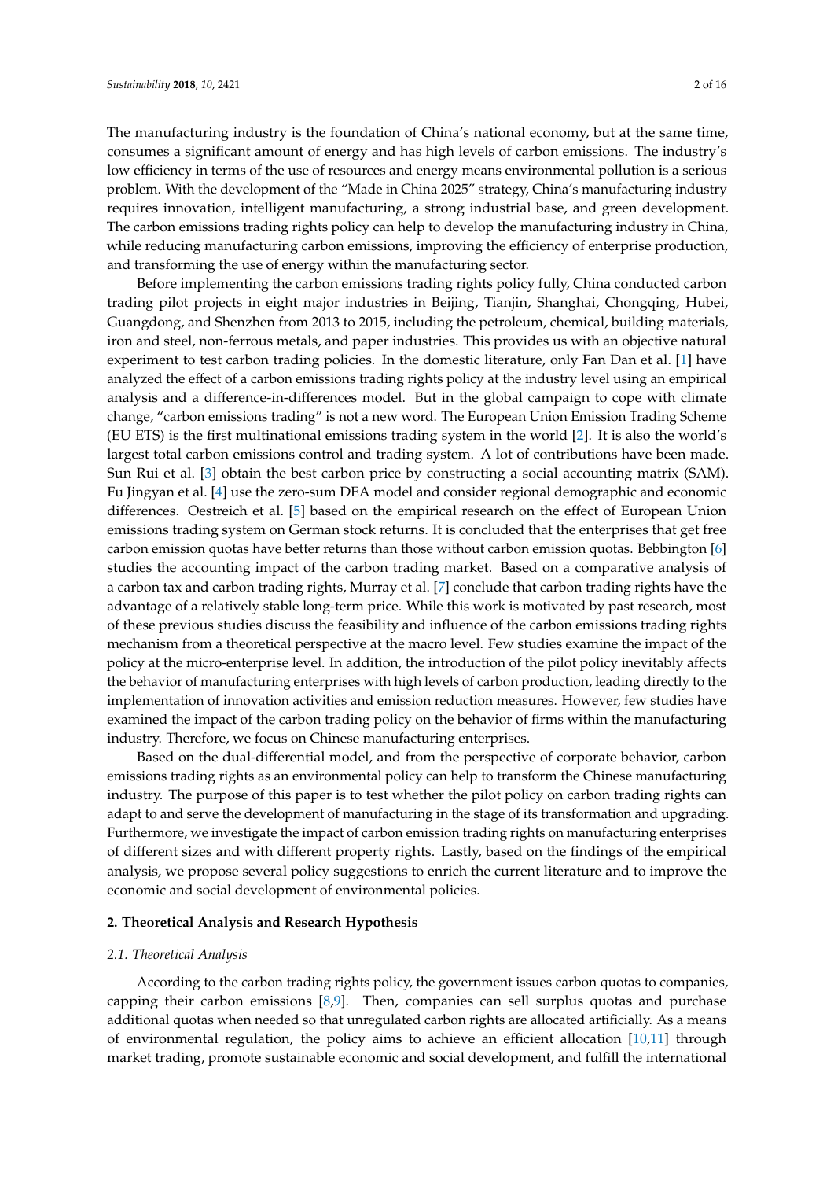The manufacturing industry is the foundation of China's national economy, but at the same time, consumes a significant amount of energy and has high levels of carbon emissions. The industry's low efficiency in terms of the use of resources and energy means environmental pollution is a serious problem. With the development of the "Made in China 2025" strategy, China's manufacturing industry requires innovation, intelligent manufacturing, a strong industrial base, and green development. The carbon emissions trading rights policy can help to develop the manufacturing industry in China, while reducing manufacturing carbon emissions, improving the efficiency of enterprise production, and transforming the use of energy within the manufacturing sector.

Before implementing the carbon emissions trading rights policy fully, China conducted carbon trading pilot projects in eight major industries in Beijing, Tianjin, Shanghai, Chongqing, Hubei, Guangdong, and Shenzhen from 2013 to 2015, including the petroleum, chemical, building materials, iron and steel, non-ferrous metals, and paper industries. This provides us with an objective natural experiment to test carbon trading policies. In the domestic literature, only Fan Dan et al. [1] have analyzed the effect of a carbon emissions trading rights policy at the industry level using an empirical analysis and a difference-in-differences model. But in the global campaign to cope with climate change, "carbon emissions trading" is not a new word. The European Union Emission Trading Scheme (EU ETS) is the first multinational emissions trading system in the world [2]. It is also the world's largest total carbon emissions control and trading system. A lot of contributions have been made. Sun Rui et al. [3] obtain the best carbon price by constructing a social accounting matrix (SAM). Fu Jingyan et al. [4] use the zero-sum DEA model and consider regional demographic and economic differences. Oestreich et al. [5] based on the empirical research on the effect of European Union emissions trading system on German stock returns. It is concluded that the enterprises that get free carbon emission quotas have better returns than those without carbon emission quotas. Bebbington [6] studies the accounting impact of the carbon trading market. Based on a comparative analysis of a carbon tax and carbon trading rights, Murray et al. [7] conclude that carbon trading rights have the advantage of a relatively stable long-term price. While this work is motivated by past research, most of these previous studies discuss the feasibility and influence of the carbon emissions trading rights mechanism from a theoretical perspective at the macro level. Few studies examine the impact of the policy at the micro-enterprise level. In addition, the introduction of the pilot policy inevitably affects the behavior of manufacturing enterprises with high levels of carbon production, leading directly to the implementation of innovation activities and emission reduction measures. However, few studies have examined the impact of the carbon trading policy on the behavior of firms within the manufacturing industry. Therefore, we focus on Chinese manufacturing enterprises.

Based on the dual-differential model, and from the perspective of corporate behavior, carbon emissions trading rights as an environmental policy can help to transform the Chinese manufacturing industry. The purpose of this paper is to test whether the pilot policy on carbon trading rights can adapt to and serve the development of manufacturing in the stage of its transformation and upgrading. Furthermore, we investigate the impact of carbon emission trading rights on manufacturing enterprises of different sizes and with different property rights. Lastly, based on the findings of the empirical analysis, we propose several policy suggestions to enrich the current literature and to improve the economic and social development of environmental policies.

## 2. Theoretical Analysis and Research Hypothesis

### *2.1. Theoretical Analysis*

According to the carbon trading rights policy, the government issues carbon quotas to companies, capping their carbon emissions [8,9]. Then, companies can sell surplus quotas and purchase additional quotas when needed so that unregulated carbon rights are allocated artificially. As a means of environmental regulation, the policy aims to achieve an efficient allocation [10,11] through market trading, promote sustainable economic and social development, and fulfill the international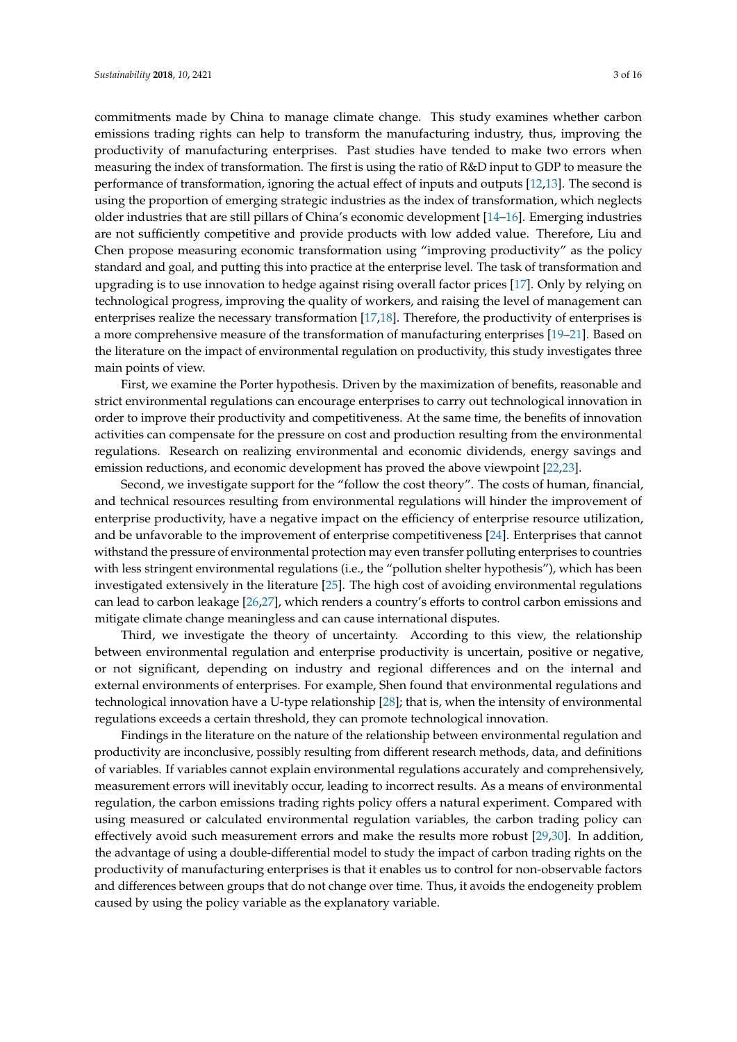commitments made by China to manage climate change. This study examines whether carbon emissions trading rights can help to transform the manufacturing industry, thus, improving the productivity of manufacturing enterprises. Past studies have tended to make two errors when measuring the index of transformation. The first is using the ratio of R&D input to GDP to measure the performance of transformation, ignoring the actual effect of inputs and outputs [12,13]. The second is using the proportion of emerging strategic industries as the index of transformation, which neglects older industries that are still pillars of China's economic development [14–16]. Emerging industries are not sufficiently competitive and provide products with low added value. Therefore, Liu and Chen propose measuring economic transformation using "improving productivity" as the policy standard and goal, and putting this into practice at the enterprise level. The task of transformation and upgrading is to use innovation to hedge against rising overall factor prices [17]. Only by relying on technological progress, improving the quality of workers, and raising the level of management can enterprises realize the necessary transformation [17,18]. Therefore, the productivity of enterprises is a more comprehensive measure of the transformation of manufacturing enterprises [19–21]. Based on the literature on the impact of environmental regulation on productivity, this study investigates three main points of view.

First, we examine the Porter hypothesis. Driven by the maximization of benefits, reasonable and strict environmental regulations can encourage enterprises to carry out technological innovation in order to improve their productivity and competitiveness. At the same time, the benefits of innovation activities can compensate for the pressure on cost and production resulting from the environmental regulations. Research on realizing environmental and economic dividends, energy savings and emission reductions, and economic development has proved the above viewpoint [22,23].

Second, we investigate support for the "follow the cost theory". The costs of human, financial, and technical resources resulting from environmental regulations will hinder the improvement of enterprise productivity, have a negative impact on the efficiency of enterprise resource utilization, and be unfavorable to the improvement of enterprise competitiveness [24]. Enterprises that cannot withstand the pressure of environmental protection may even transfer polluting enterprises to countries with less stringent environmental regulations (i.e., the "pollution shelter hypothesis"), which has been investigated extensively in the literature [25]. The high cost of avoiding environmental regulations can lead to carbon leakage [26,27], which renders a country's efforts to control carbon emissions and mitigate climate change meaningless and can cause international disputes.

Third, we investigate the theory of uncertainty. According to this view, the relationship between environmental regulation and enterprise productivity is uncertain, positive or negative, or not significant, depending on industry and regional differences and on the internal and external environments of enterprises. For example, Shen found that environmental regulations and technological innovation have a U-type relationship [28]; that is, when the intensity of environmental regulations exceeds a certain threshold, they can promote technological innovation.

Findings in the literature on the nature of the relationship between environmental regulation and productivity are inconclusive, possibly resulting from different research methods, data, and definitions of variables. If variables cannot explain environmental regulations accurately and comprehensively, measurement errors will inevitably occur, leading to incorrect results. As a means of environmental regulation, the carbon emissions trading rights policy offers a natural experiment. Compared with using measured or calculated environmental regulation variables, the carbon trading policy can effectively avoid such measurement errors and make the results more robust [29,30]. In addition, the advantage of using a double-differential model to study the impact of carbon trading rights on the productivity of manufacturing enterprises is that it enables us to control for non-observable factors and differences between groups that do not change over time. Thus, it avoids the endogeneity problem caused by using the policy variable as the explanatory variable.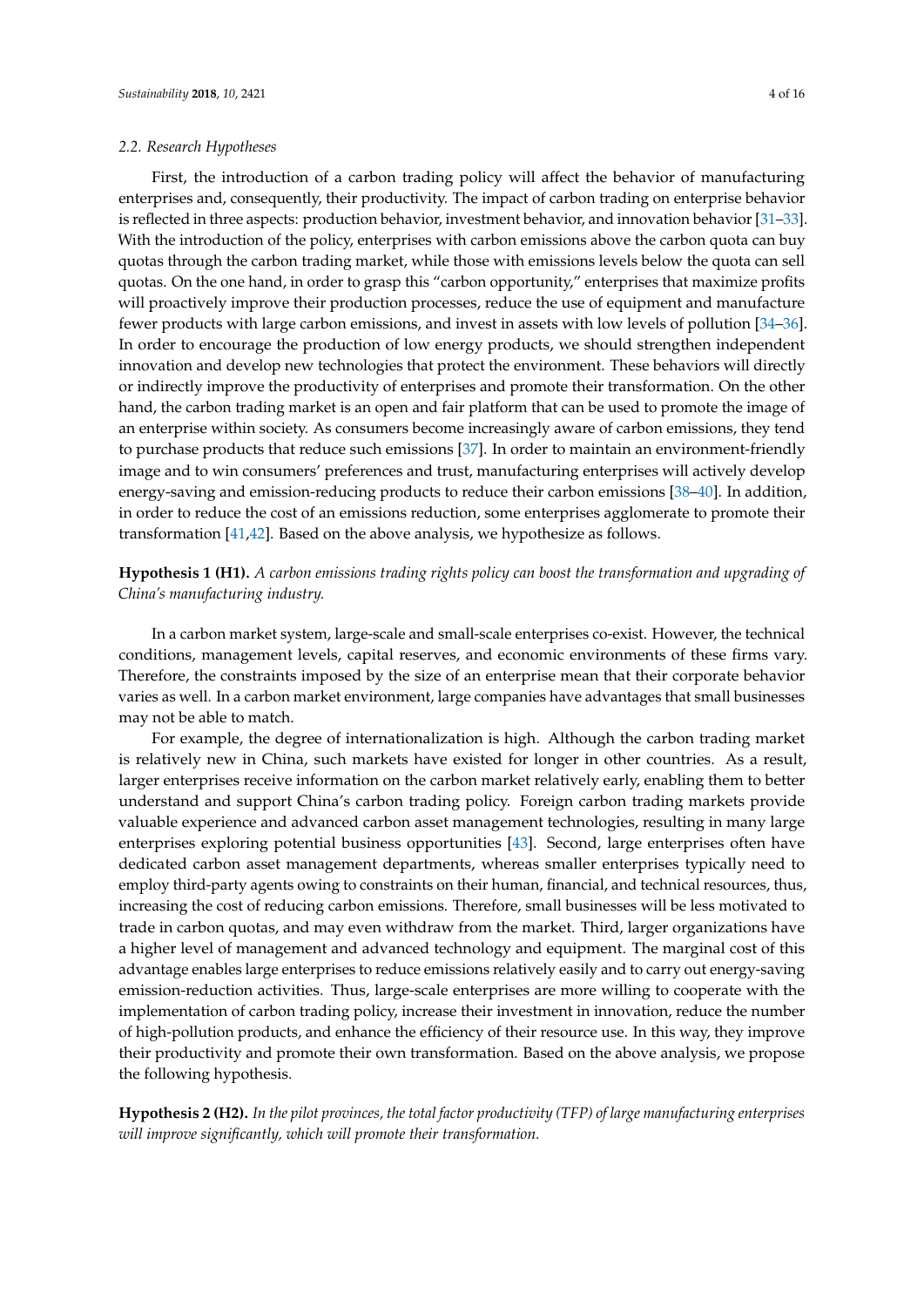### 2.2. Research Hypotheses

First, the introduction of a carbon trading policy will affect the behavior of manufacturing enterprises and, consequently, their productivity. The impact of carbon trading on enterprise behavior is reflected in three aspects: production behavior, investment behavior, and innovation behavior [31–33]. With the introduction of the policy, enterprises with carbon emissions above the carbon quota can buy quotas through the carbon trading market, while those with emissions levels below the quota can sell quotas. On the one hand, in order to grasp this "carbon opportunity," enterprises that maximize profits will proactively improve their production processes, reduce the use of equipment and manufacture fewer products with large carbon emissions, and invest in assets with low levels of pollution [34–36]. In order to encourage the production of low energy products, we should strengthen independent innovation and develop new technologies that protect the environment. These behaviors will directly or indirectly improve the productivity of enterprises and promote their transformation. On the other hand, the carbon trading market is an open and fair platform that can be used to promote the image of an enterprise within society. As consumers become increasingly aware of carbon emissions, they tend to purchase products that reduce such emissions [37]. In order to maintain an environment-friendly image and to win consumers' preferences and trust, manufacturing enterprises will actively develop energy-saving and emission-reducing products to reduce their carbon emissions [38–40]. In addition, in order to reduce the cost of an emissions reduction, some enterprises agglomerate to promote their transformation [41,42]. Based on the above analysis, we hypothesize as follows.

**Hypothesis 1 (H1).** *A carbon emissions trading rights policy can boost the transformation and upgrading of China's manufacturing industry.*

In a carbon market system, large-scale and small-scale enterprises co-exist. However, the technical conditions, management levels, capital reserves, and economic environments of these firms vary. Therefore, the constraints imposed by the size of an enterprise mean that their corporate behavior varies as well. In a carbon market environment, large companies have advantages that small businesses may not be able to match.

For example, the degree of internationalization is high. Although the carbon trading market is relatively new in China, such markets have existed for longer in other countries. As a result, larger enterprises receive information on the carbon market relatively early, enabling them to better understand and support China's carbon trading policy. Foreign carbon trading markets provide valuable experience and advanced carbon asset management technologies, resulting in many large enterprises exploring potential business opportunities [43]. Second, large enterprises often have dedicated carbon asset management departments, whereas smaller enterprises typically need to employ third-party agents owing to constraints on their human, financial, and technical resources, thus, increasing the cost of reducing carbon emissions. Therefore, small businesses will be less motivated to trade in carbon quotas, and may even withdraw from the market. Third, larger organizations have a higher level of management and advanced technology and equipment. The marginal cost of this advantage enables large enterprises to reduce emissions relatively easily and to carry out energy-saving emission-reduction activities. Thus, large-scale enterprises are more willing to cooperate with the implementation of carbon trading policy, increase their investment in innovation, reduce the number of high-pollution products, and enhance the efficiency of their resource use. In this way, they improve their productivity and promote their own transformation. Based on the above analysis, we propose the following hypothesis.

**Hypothesis 2 (H2).** *In the pilot provinces, the total factor productivity (TFP) of large manufacturing enterprises will improve significantly, which will promote their transformation.*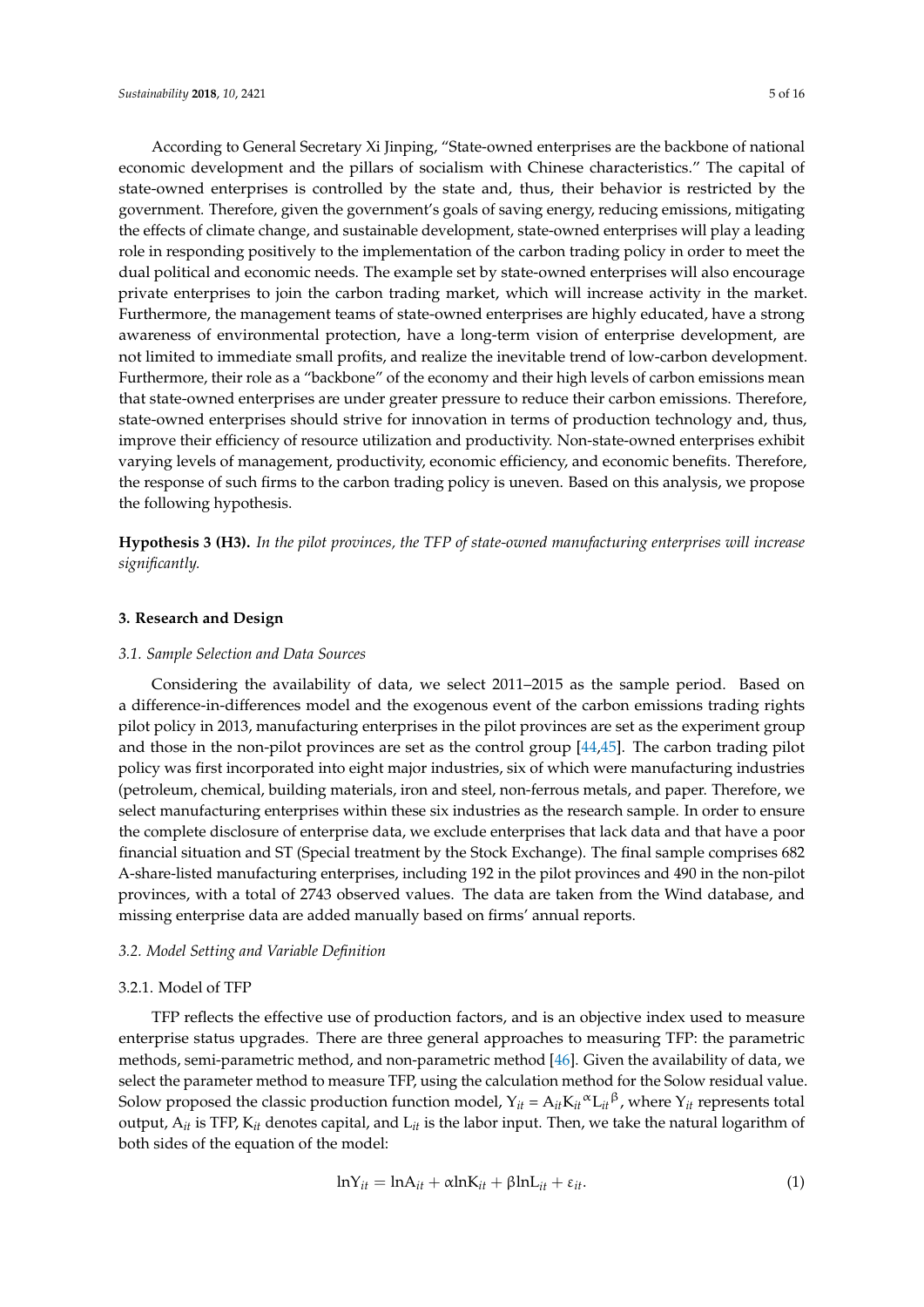According to General Secretary Xi Jinping, "State-owned enterprises are the backbone of national economic development and the pillars of socialism with Chinese characteristics." The capital of state-owned enterprises is controlled by the state and, thus, their behavior is restricted by the government. Therefore, given the government's goals of saving energy, reducing emissions, mitigating the effects of climate change, and sustainable development, state-owned enterprises will play a leading role in responding positively to the implementation of the carbon trading policy in order to meet the dual political and economic needs. The example set by state-owned enterprises will also encourage private enterprises to join the carbon trading market, which will increase activity in the market. Furthermore, the management teams of state-owned enterprises are highly educated, have a strong awareness of environmental protection, have a long-term vision of enterprise development, are not limited to immediate small profits, and realize the inevitable trend of low-carbon development. Furthermore, their role as a "backbone" of the economy and their high levels of carbon emissions mean that state-owned enterprises are under greater pressure to reduce their carbon emissions. Therefore, state-owned enterprises should strive for innovation in terms of production technology and, thus, improve their efficiency of resource utilization and productivity. Non-state-owned enterprises exhibit varying levels of management, productivity, economic efficiency, and economic benefits. Therefore, the response of such firms to the carbon trading policy is uneven. Based on this analysis, we propose the following hypothesis.

**Hypothesis 3 (H3).** *In the pilot provinces, the TFP of state-owned manufacturing enterprises will increase significantly.*

## 3. Research and Design

### *3.1. Sample Selection and Data Sources*

Considering the availability of data, we select 2011–2015 as the sample period. Based on a difference-in-differences model and the exogenous event of the carbon emissions trading rights pilot policy in 2013, manufacturing enterprises in the pilot provinces are set as the experiment group and those in the non-pilot provinces are set as the control group [44,45]. The carbon trading pilot policy was first incorporated into eight major industries, six of which were manufacturing industries (petroleum, chemical, building materials, iron and steel, non-ferrous metals, and paper. Therefore, we select manufacturing enterprises within these six industries as the research sample. In order to ensure the complete disclosure of enterprise data, we exclude enterprises that lack data and that have a poor financial situation and ST (Special treatment by the Stock Exchange). The final sample comprises 682 A-share-listed manufacturing enterprises, including 192 in the pilot provinces and 490 in the non-pilot provinces, with a total of 2743 observed values. The data are taken from the Wind database, and missing enterprise data are added manually based on firms' annual reports.

### *3.2. Model Setting and Variable Definition*

#### 3.2.1. Model of TFP

TFP reflects the effective use of production factors, and is an objective index used to measure enterprise status upgrades. There are three general approaches to measuring TFP: the parametric methods, semi-parametric method, and non-parametric method [46]. Given the availability of data, we select the parameter method to measure TFP, using the calculation method for the Solow residual value. Solow proposed the classic production function model, $Y_{it} = A_{it}K_{it}^{\alpha}L_{it}^{\beta}$, where $Y_{it}$ represents total output, $A_{it}$ is TFP, $K_{it}$ denotes capital, and $L_{it}$ is the labor input. Then, we take the natural logarithm of both sides of the equation of the model:

$$\ln Y_{it} = \ln A_{it} + \alpha \ln K_{it} + \beta \ln L_{it} + \varepsilon_{it}. \tag{1}$$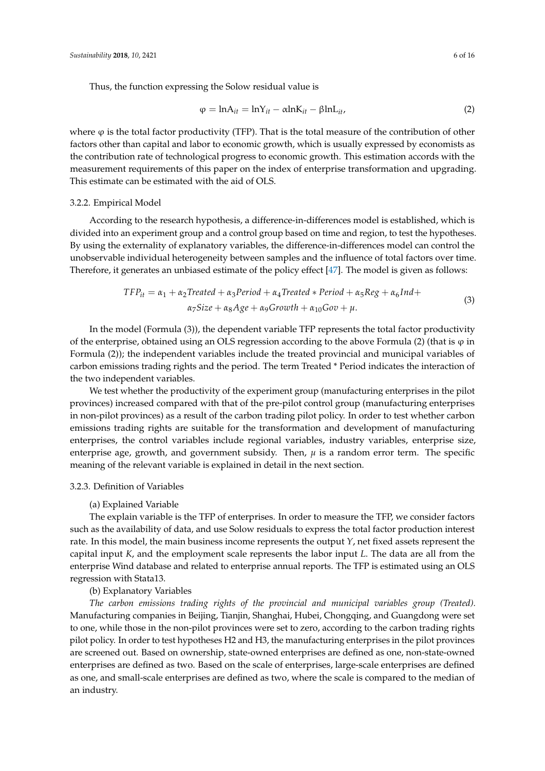Thus, the function expressing the Solow residual value is

$$\varphi = \ln A_{it} = \ln Y_{it} - \alpha \ln K_{it} - \beta \ln L_{it}, \tag{2}$$

where φ is the total factor productivity (TFP). That is the total measure of the contribution of other factors other than capital and labor to economic growth, which is usually expressed by economists as the contribution rate of technological progress to economic growth. This estimation accords with the measurement requirements of this paper on the index of enterprise transformation and upgrading. This estimate can be estimated with the aid of OLS.

### 3.2.2. Empirical Model

According to the research hypothesis, a difference-in-differences model is established, which is divided into an experiment group and a control group based on time and region, to test the hypotheses. By using the externality of explanatory variables, the difference-in-differences model can control the unobservable individual heterogeneity between samples and the influence of total factors over time. Therefore, it generates an unbiased estimate of the policy effect [47]. The model is given as follows:

$$\begin{aligned} TFP_{it} = {} & \alpha_1 + \alpha_2 Treated + \alpha_3 Period + \alpha_4 Treated * Period + \alpha_5 Reg + \alpha_6 Ind + \\ & \alpha_7 Size + \alpha_8 Age + \alpha_9 Growth + \alpha_{10} Gov + \mu. \end{aligned} \tag{3}$$

In the model (Formula (3)), the dependent variable TFP represents the total factor productivity of the enterprise, obtained using an OLS regression according to the above Formula (2) (that is φ in Formula (2)); the independent variables include the treated provincial and municipal variables of carbon emissions trading rights and the period. The term Treated * Period indicates the interaction of the two independent variables.

We test whether the productivity of the experiment group (manufacturing enterprises in the pilot provinces) increased compared with that of the pre-pilot control group (manufacturing enterprises in non-pilot provinces) as a result of the carbon trading pilot policy. In order to test whether carbon emissions trading rights are suitable for the transformation and development of manufacturing enterprises, the control variables include regional variables, industry variables, enterprise size, enterprise age, growth, and government subsidy. Then, $\mu$ is a random error term. The specific meaning of the relevant variable is explained in detail in the next section.

### 3.2.3. Definition of Variables

(a) Explained Variable

The explain variable is the TFP of enterprises. In order to measure the TFP, we consider factors such as the availability of data, and use Solow residuals to express the total factor production interest rate. In this model, the main business income represents the output $Y$, net fixed assets represent the capital input $K$, and the employment scale represents the labor input $L$. The data are all from the enterprise Wind database and related to enterprise annual reports. The TFP is estimated using an OLS regression with Stata13.

(b) Explanatory Variables

*The carbon emissions trading rights of the provincial and municipal variables group (Treated).* Manufacturing companies in Beijing, Tianjin, Shanghai, Hubei, Chongqing, and Guangdong were set to one, while those in the non-pilot provinces were set to zero, according to the carbon trading rights pilot policy. In order to test hypotheses H2 and H3, the manufacturing enterprises in the pilot provinces are screened out. Based on ownership, state-owned enterprises are defined as one, non-state-owned enterprises are defined as two. Based on the scale of enterprises, large-scale enterprises are defined as one, and small-scale enterprises are defined as two, where the scale is compared to the median of an industry.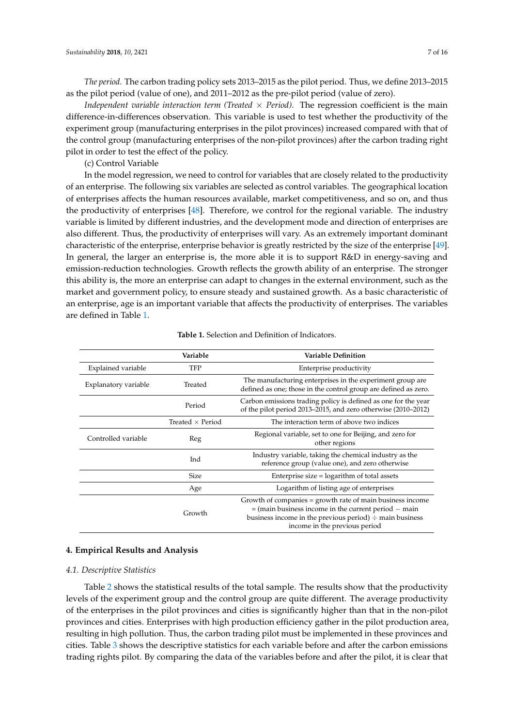*The period.* The carbon trading policy sets 2013–2015 as the pilot period. Thus, we define 2013–2015 as the pilot period (value of one), and 2011–2012 as the pre-pilot period (value of zero).

*Independent variable interaction term (Treated × Period).* The regression coefficient is the main difference-in-differences observation. This variable is used to test whether the productivity of the experiment group (manufacturing enterprises in the pilot provinces) increased compared with that of the control group (manufacturing enterprises of the non-pilot provinces) after the carbon trading right pilot in order to test the effect of the policy.

(c) Control Variable

In the model regression, we need to control for variables that are closely related to the productivity of an enterprise. The following six variables are selected as control variables. The geographical location of enterprises affects the human resources available, market competitiveness, and so on, and thus the productivity of enterprises [48]. Therefore, we control for the regional variable. The industry variable is limited by different industries, and the development mode and direction of enterprises are also different. Thus, the productivity of enterprises will vary. As an extremely important dominant characteristic of the enterprise, enterprise behavior is greatly restricted by the size of the enterprise [49]. In general, the larger an enterprise is, the more able it is to support R&D in energy-saving and emission-reduction technologies. Growth reflects the growth ability of an enterprise. The stronger this ability is, the more an enterprise can adapt to changes in the external environment, such as the market and government policy, to ensure steady and sustained growth. As a basic characteristic of an enterprise, age is an important variable that affects the productivity of enterprises. The variables are defined in Table 1.

**Table 1.** Selection and Definition of Indicators.

| | Variable | Variable Definition |
|---|---|---|
| Explained variable | TFP | Enterprise productivity |
| Explanatory variable | Treated | The manufacturing enterprises in the experiment group are defined as one; those in the control group are defined as zero. |
| | Period | Carbon emissions trading policy is defined as one for the year of the pilot period 2013–2015, and zero otherwise (2010–2012) |
| | Treated × Period | The interaction term of above two indices |
| Controlled variable | Reg | Regional variable, set to one for Beijing, and zero for other regions |
| | Ind | Industry variable, taking the chemical industry as the reference group (value one), and zero otherwise |
| | Size | Enterprise size = logarithm of total assets |
| | Age | Logarithm of listing age of enterprises |
| | Growth | Growth of companies = growth rate of main business income = (main business income in the current period − main business income in the previous period) ÷ main business income in the previous period |

## 4. Empirical Results and Analysis

### 4.1. Descriptive Statistics

Table 2 shows the statistical results of the total sample. The results show that the productivity levels of the experiment group and the control group are quite different. The average productivity of the enterprises in the pilot provinces and cities is significantly higher than that in the non-pilot provinces and cities. Enterprises with high production efficiency gather in the pilot production area, resulting in high pollution. Thus, the carbon trading pilot must be implemented in these provinces and cities. Table 3 shows the descriptive statistics for each variable before and after the carbon emissions trading rights pilot. By comparing the data of the variables before and after the pilot, it is clear that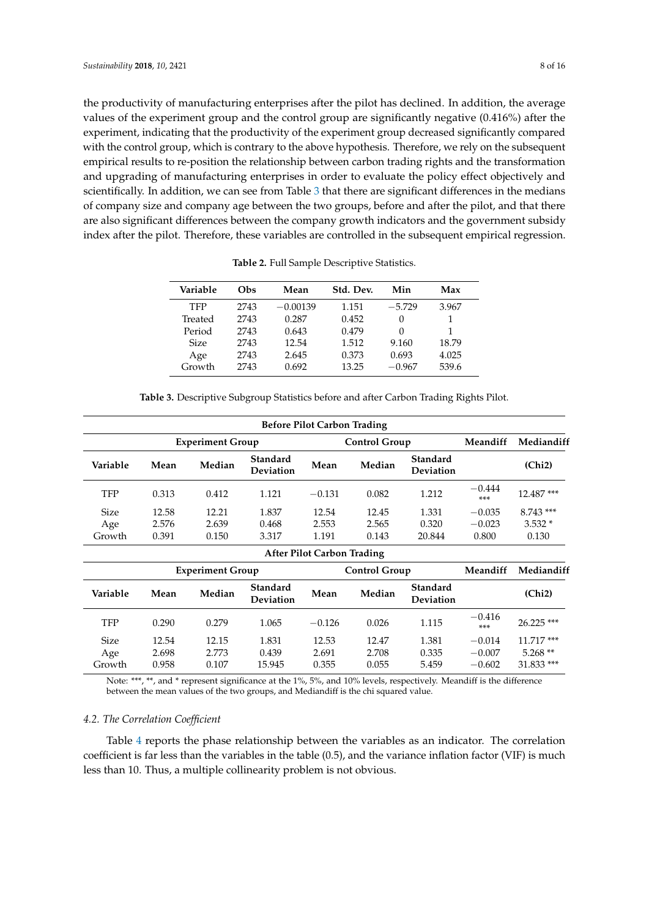the productivity of manufacturing enterprises after the pilot has declined. In addition, the average values of the experiment group and the control group are significantly negative (0.416%) after the experiment, indicating that the productivity of the experiment group decreased significantly compared with the control group, which is contrary to the above hypothesis. Therefore, we rely on the subsequent empirical results to re-position the relationship between carbon trading rights and the transformation and upgrading of manufacturing enterprises in order to evaluate the policy effect objectively and scientifically. In addition, we can see from Table 3 that there are significant differences in the medians of company size and company age between the two groups, before and after the pilot, and that there are also significant differences between the company growth indicators and the government subsidy index after the pilot. Therefore, these variables are controlled in the subsequent empirical regression.

**Table 2.** Full Sample Descriptive Statistics.

| Variable | Obs | Mean | Std. Dev. | Min | Max |
|---|---|---|---|---|---|
| TFP | 2743 | −0.00139 | 1.151 | −5.729 | 3.967 |
| Treated | 2743 | 0.287 | 0.452 | 0 | 1 |
| Period | 2743 | 0.643 | 0.479 | 0 | 1 |
| Size | 2743 | 12.54 | 1.512 | 9.160 | 18.79 |
| Age | 2743 | 2.645 | 0.373 | 0.693 | 4.025 |
| Growth | 2743 | 0.692 | 13.25 | −0.967 | 539.6 |

**Table 3.** Descriptive Subgroup Statistics before and after Carbon Trading Rights Pilot.

| **Before Pilot Carbon Trading** | | | | | | | | |
|---|---|---|---|---|---|---|---|---|
| | **Experiment Group** | | | **Control Group** | | | **Meandiff** | **Mediandiff** |
| **Variable** | **Mean** | **Median** | **Standard Deviation** | **Mean** | **Median** | **Standard Deviation** | | **(Chi2)** |
| TFP | 0.313 | 0.412 | 1.121 | −0.131 | 0.082 | 1.212 | −0.444 *** | 12.487 *** |
| Size | 12.58 | 12.21 | 1.837 | 12.54 | 12.45 | 1.331 | −0.035 | 8.743 *** |
| Age | 2.576 | 2.639 | 0.468 | 2.553 | 2.565 | 0.320 | −0.023 | 3.532 * |
| Growth | 0.391 | 0.150 | 3.317 | 1.191 | 0.143 | 20.844 | 0.800 | 0.130 |
| **After Pilot Carbon Trading** | | | | | | | | |
| | **Experiment Group** | | | **Control Group** | | | **Meandiff** | **Mediandiff** |
| **Variable** | **Mean** | **Median** | **Standard Deviation** | **Mean** | **Median** | **Standard Deviation** | | **(Chi2)** |
| TFP | 0.290 | 0.279 | 1.065 | −0.126 | 0.026 | 1.115 | −0.416 *** | 26.225 *** |
| Size | 12.54 | 12.15 | 1.831 | 12.53 | 12.47 | 1.381 | −0.014 | 11.717 *** |
| Age | 2.698 | 2.773 | 0.439 | 2.691 | 2.708 | 0.335 | −0.007 | 5.268 ** |
| Growth | 0.958 | 0.107 | 15.945 | 0.355 | 0.055 | 5.459 | −0.602 | 31.833 *** |

Note: ***, **, and * represent significance at the 1%, 5%, and 10% levels, respectively. Meandiff is the difference between the mean values of the two groups, and Mediandiff is the chi squared value.

### *4.2. The Correlation Coefficient*

Table 4 reports the phase relationship between the variables as an indicator. The correlation coefficient is far less than the variables in the table (0.5), and the variance inflation factor (VIF) is much less than 10. Thus, a multiple collinearity problem is not obvious.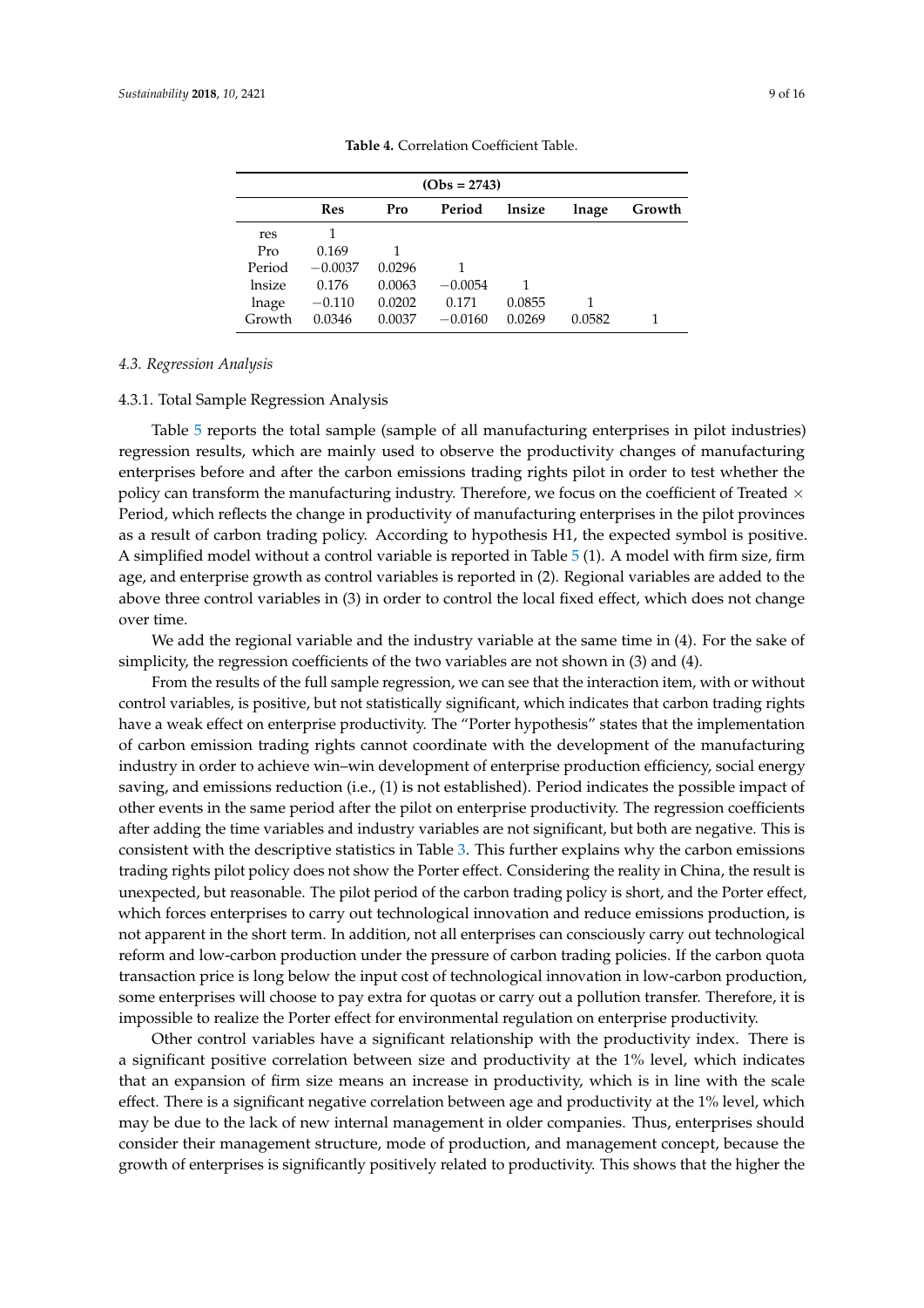**Table 4.** Correlation Coefficient Table.

| (Obs = 2743) | | | | | | |
|---|---|---|---|---|---|---|
| | **Res** | **Pro** | **Period** | **lnsize** | **lnage** | **Growth** |
| res | 1 | | | | | |
| Pro | 0.169 | 1 | | | | |
| Period | −0.0037 | 0.0296 | 1 | | | |
| lnsize | 0.176 | 0.0063 | −0.0054 | 1 | | |
| lnage | −0.110 | 0.0202 | 0.171 | 0.0855 | 1 | |
| Growth | 0.0346 | 0.0037 | −0.0160 | 0.0269 | 0.0582 | 1 |

### *4.3. Regression Analysis*

#### 4.3.1. Total Sample Regression Analysis

Table 5 reports the total sample (sample of all manufacturing enterprises in pilot industries) regression results, which are mainly used to observe the productivity changes of manufacturing enterprises before and after the carbon emissions trading rights pilot in order to test whether the policy can transform the manufacturing industry. Therefore, we focus on the coefficient of Treated $\times$ Period, which reflects the change in productivity of manufacturing enterprises in the pilot provinces as a result of carbon trading policy. According to hypothesis H1, the expected symbol is positive. A simplified model without a control variable is reported in Table 5 (1). A model with firm size, firm age, and enterprise growth as control variables is reported in (2). Regional variables are added to the above three control variables in (3) in order to control the local fixed effect, which does not change over time.

We add the regional variable and the industry variable at the same time in (4). For the sake of simplicity, the regression coefficients of the two variables are not shown in (3) and (4).

From the results of the full sample regression, we can see that the interaction item, with or without control variables, is positive, but not statistically significant, which indicates that carbon trading rights have a weak effect on enterprise productivity. The "Porter hypothesis" states that the implementation of carbon emission trading rights cannot coordinate with the development of the manufacturing industry in order to achieve win–win development of enterprise production efficiency, social energy saving, and emissions reduction (i.e., (1) is not established). Period indicates the possible impact of other events in the same period after the pilot on enterprise productivity. The regression coefficients after adding the time variables and industry variables are not significant, but both are negative. This is consistent with the descriptive statistics in Table 3. This further explains why the carbon emissions trading rights pilot policy does not show the Porter effect. Considering the reality in China, the result is unexpected, but reasonable. The pilot period of the carbon trading policy is short, and the Porter effect, which forces enterprises to carry out technological innovation and reduce emissions production, is not apparent in the short term. In addition, not all enterprises can consciously carry out technological reform and low-carbon production under the pressure of carbon trading policies. If the carbon quota transaction price is long below the input cost of technological innovation in low-carbon production, some enterprises will choose to pay extra for quotas or carry out a pollution transfer. Therefore, it is impossible to realize the Porter effect for environmental regulation on enterprise productivity.

Other control variables have a significant relationship with the productivity index. There is a significant positive correlation between size and productivity at the 1% level, which indicates that an expansion of firm size means an increase in productivity, which is in line with the scale effect. There is a significant negative correlation between age and productivity at the 1% level, which may be due to the lack of new internal management in older companies. Thus, enterprises should consider their management structure, mode of production, and management concept, because the growth of enterprises is significantly positively related to productivity. This shows that the higher the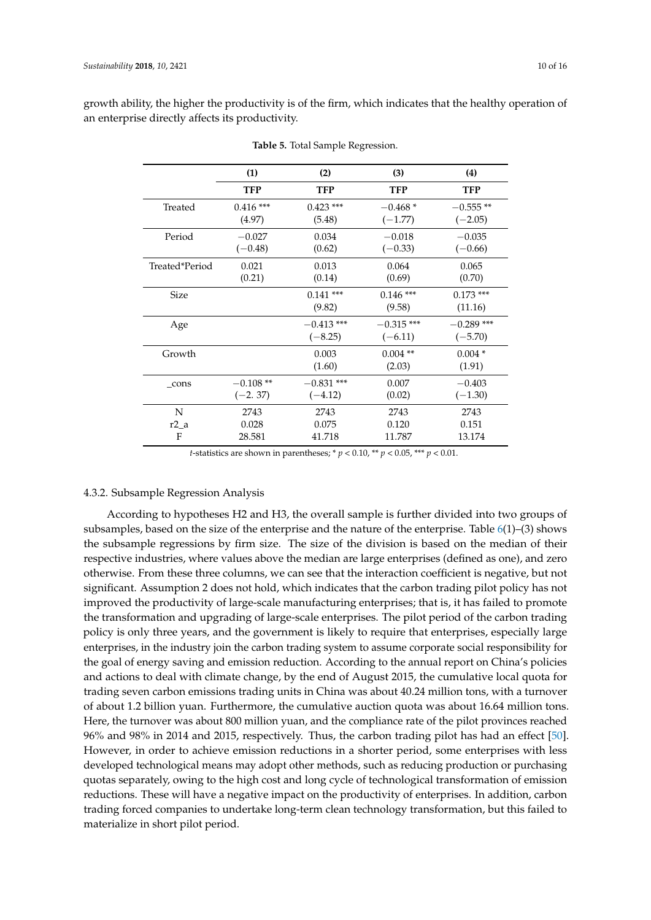growth ability, the higher the productivity is of the firm, which indicates that the healthy operation of an enterprise directly affects its productivity.

**Table 5.** Total Sample Regression.

| | (1) | (2) | (3) | (4) |
|---|---|---|---|---|
| | **TFP** | **TFP** | **TFP** | **TFP** |
| Treated | 0.416 *** | 0.423 *** | −0.468 * | −0.555 ** |
| | (4.97) | (5.48) | (−1.77) | (−2.05) |
| Period | −0.027 | 0.034 | −0.018 | −0.035 |
| | (−0.48) | (0.62) | (−0.33) | (−0.66) |
| Treated*Period | 0.021 | 0.013 | 0.064 | 0.065 |
| | (0.21) | (0.14) | (0.69) | (0.70) |
| Size | | 0.141 *** | 0.146 *** | 0.173 *** |
| | | (9.82) | (9.58) | (11.16) |
| Age | | −0.413 *** | −0.315 *** | −0.289 *** |
| | | (−8.25) | (−6.11) | (−5.70) |
| Growth | | 0.003 | 0.004 ** | 0.004 * |
| | | (1.60) | (2.03) | (1.91) |
| _cons | −0.108 ** | −0.831 *** | 0.007 | −0.403 |
| | (−2. 37) | (−4.12) | (0.02) | (−1.30) |
| N | 2743 | 2743 | 2743 | 2743 |
| r2_a | 0.028 | 0.075 | 0.120 | 0.151 |
| F | 28.581 | 41.718 | 11.787 | 13.174 |

*t*-statistics are shown in parentheses; * $p < 0.10$, ** $p < 0.05$, *** $p < 0.01$.

#### 4.3.2. Subsample Regression Analysis

According to hypotheses H2 and H3, the overall sample is further divided into two groups of subsamples, based on the size of the enterprise and the nature of the enterprise. Table 6(1)–(3) shows the subsample regressions by firm size. The size of the division is based on the median of their respective industries, where values above the median are large enterprises (defined as one), and zero otherwise. From these three columns, we can see that the interaction coefficient is negative, but not significant. Assumption 2 does not hold, which indicates that the carbon trading pilot policy has not improved the productivity of large-scale manufacturing enterprises; that is, it has failed to promote the transformation and upgrading of large-scale enterprises. The pilot period of the carbon trading policy is only three years, and the government is likely to require that enterprises, especially large enterprises, in the industry join the carbon trading system to assume corporate social responsibility for the goal of energy saving and emission reduction. According to the annual report on China's policies and actions to deal with climate change, by the end of August 2015, the cumulative local quota for trading seven carbon emissions trading units in China was about 40.24 million tons, with a turnover of about 1.2 billion yuan. Furthermore, the cumulative auction quota was about 16.64 million tons. Here, the turnover was about 800 million yuan, and the compliance rate of the pilot provinces reached 96% and 98% in 2014 and 2015, respectively. Thus, the carbon trading pilot has had an effect [50]. However, in order to achieve emission reductions in a shorter period, some enterprises with less developed technological means may adopt other methods, such as reducing production or purchasing quotas separately, owing to the high cost and long cycle of technological transformation of emission reductions. These will have a negative impact on the productivity of enterprises. In addition, carbon trading forced companies to undertake long-term clean technology transformation, but this failed to materialize in short pilot period.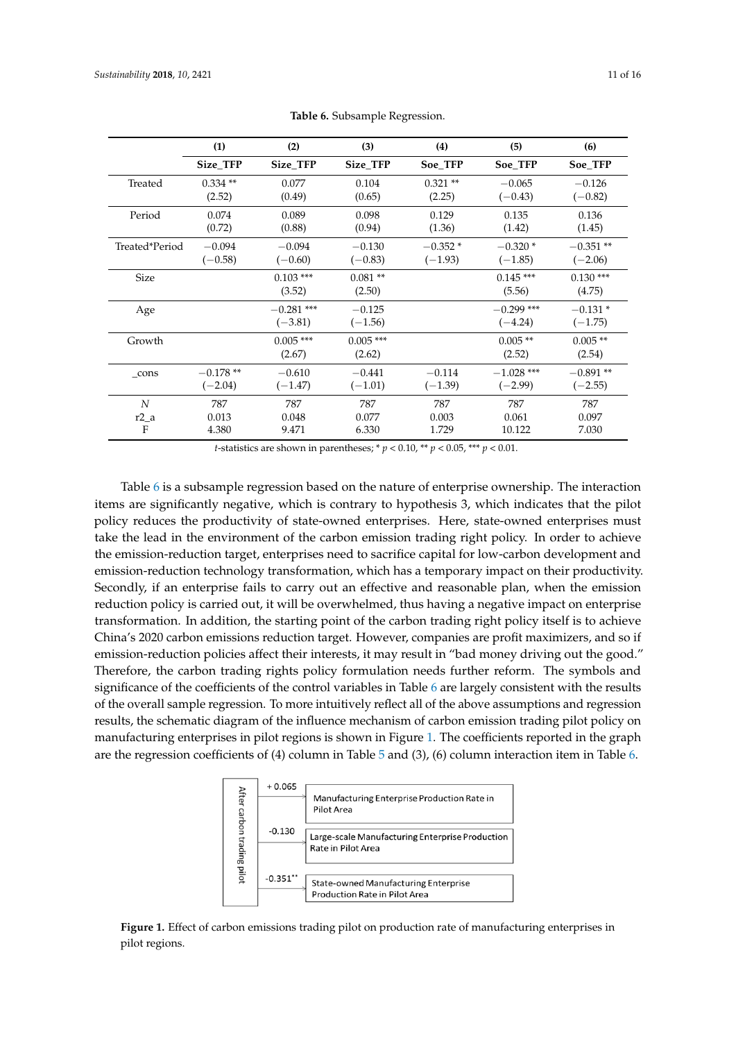**Table 6.** Subsample Regression.

| | (1) | (2) | (3) | (4) | (5) | (6) |
|---|---|---|---|---|---|---|
| | **Size_TFP** | **Size_TFP** | **Size_TFP** | **Soe_TFP** | **Soe_TFP** | **Soe_TFP** |
| Treated | 0.334 ** | 0.077 | 0.104 | 0.321 ** | −0.065 | −0.126 |
| | (2.52) | (0.49) | (0.65) | (2.25) | (−0.43) | (−0.82) |
| Period | 0.074 | 0.089 | 0.098 | 0.129 | 0.135 | 0.136 |
| | (0.72) | (0.88) | (0.94) | (1.36) | (1.42) | (1.45) |
| Treated*Period | −0.094 | −0.094 | −0.130 | −0.352 * | −0.320 * | −0.351 ** |
| | (−0.58) | (−0.60) | (−0.83) | (−1.93) | (−1.85) | (−2.06) |
| Size | | 0.103 *** | 0.081 ** | | 0.145 *** | 0.130 *** |
| | | (3.52) | (2.50) | | (5.56) | (4.75) |
| Age | | −0.281 *** | −0.125 | | −0.299 *** | −0.131 * |
| | | (−3.81) | (−1.56) | | (−4.24) | (−1.75) |
| Growth | | 0.005 *** | 0.005 *** | | 0.005 ** | 0.005 ** |
| | | (2.67) | (2.62) | | (2.52) | (2.54) |
| _cons | −0.178 ** | −0.610 | −0.441 | −0.114 | −1.028 *** | −0.891 ** |
| | (−2.04) | (−1.47) | (−1.01) | (−1.39) | (−2.99) | (−2.55) |
| *N* | 787 | 787 | 787 | 787 | 787 | 787 |
| r2_a | 0.013 | 0.048 | 0.077 | 0.003 | 0.061 | 0.097 |
| F | 4.380 | 9.471 | 6.330 | 1.729 | 10.122 | 7.030 |

*t*-statistics are shown in parentheses; * $p < 0.10$, ** $p < 0.05$, *** $p < 0.01$.

Table 6 is a subsample regression based on the nature of enterprise ownership. The interaction items are significantly negative, which is contrary to hypothesis 3, which indicates that the pilot policy reduces the productivity of state-owned enterprises. Here, state-owned enterprises must take the lead in the environment of the carbon emission trading right policy. In order to achieve the emission-reduction target, enterprises need to sacrifice capital for low-carbon development and emission-reduction technology transformation, which has a temporary impact on their productivity. Secondly, if an enterprise fails to carry out an effective and reasonable plan, when the emission reduction policy is carried out, it will be overwhelmed, thus having a negative impact on enterprise transformation. In addition, the starting point of the carbon trading right policy itself is to achieve China's 2020 carbon emissions reduction target. However, companies are profit maximizers, and so if emission-reduction policies affect their interests, it may result in "bad money driving out the good." Therefore, the carbon trading rights policy formulation needs further reform. The symbols and significance of the coefficients of the control variables in Table 6 are largely consistent with the results of the overall sample regression. To more intuitively reflect all of the above assumptions and regression results, the schematic diagram of the influence mechanism of carbon emission trading pilot policy on manufacturing enterprises in pilot regions is shown in Figure 1. The coefficients reported in the graph are the regression coefficients of (4) column in Table 5 and (3), (6) column interaction item in Table 6.

**Figure 1.** Effect of carbon emissions trading pilot on production rate of manufacturing enterprises in pilot regions.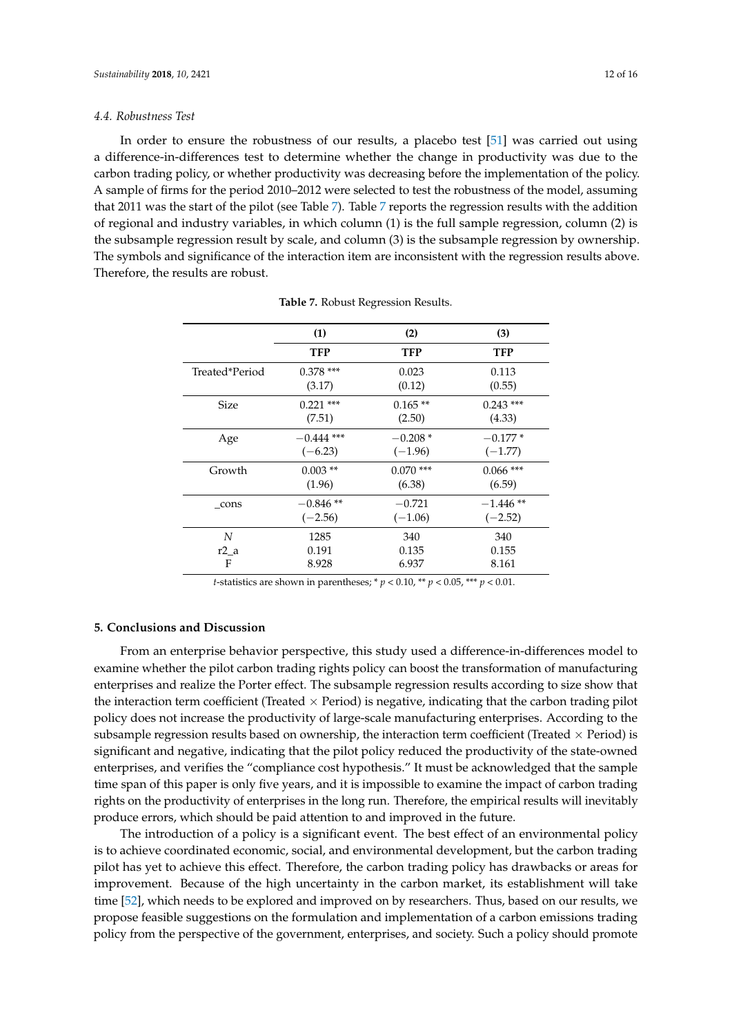### 4.4. Robustness Test

In order to ensure the robustness of our results, a placebo test [51] was carried out using a difference-in-differences test to determine whether the change in productivity was due to the carbon trading policy, or whether productivity was decreasing before the implementation of the policy. A sample of firms for the period 2010–2012 were selected to test the robustness of the model, assuming that 2011 was the start of the pilot (see Table 7). Table 7 reports the regression results with the addition of regional and industry variables, in which column (1) is the full sample regression, column (2) is the subsample regression result by scale, and column (3) is the subsample regression by ownership. The symbols and significance of the interaction item are inconsistent with the regression results above. Therefore, the results are robust.

**Table 7.** Robust Regression Results.

| | (1) | (2) | (3) |
|---|---|---|---|
| | **TFP** | **TFP** | **TFP** |
| Treated*Period | 0.378 *** | 0.023 | 0.113 |
| | (3.17) | (0.12) | (0.55) |
| Size | 0.221 *** | 0.165 ** | 0.243 *** |
| | (7.51) | (2.50) | (4.33) |
| Age | −0.444 *** | −0.208 * | −0.177 * |
| | (−6.23) | (−1.96) | (−1.77) |
| Growth | 0.003 ** | 0.070 *** | 0.066 *** |
| | (1.96) | (6.38) | (6.59) |
| _cons | −0.846 ** | −0.721 | −1.446 ** |
| | (−2.56) | (−1.06) | (−2.52) |
| *N* | 1285 | 340 | 340 |
| r2_a | 0.191 | 0.135 | 0.155 |
| F | 8.928 | 6.937 | 8.161 |

*t*-statistics are shown in parentheses; * $p < 0.10$, ** $p < 0.05$, *** $p < 0.01$.

## 5. Conclusions and Discussion

From an enterprise behavior perspective, this study used a difference-in-differences model to examine whether the pilot carbon trading rights policy can boost the transformation of manufacturing enterprises and realize the Porter effect. The subsample regression results according to size show that the interaction term coefficient (Treated × Period) is negative, indicating that the carbon trading pilot policy does not increase the productivity of large-scale manufacturing enterprises. According to the subsample regression results based on ownership, the interaction term coefficient (Treated × Period) is significant and negative, indicating that the pilot policy reduced the productivity of the state-owned enterprises, and verifies the "compliance cost hypothesis." It must be acknowledged that the sample time span of this paper is only five years, and it is impossible to examine the impact of carbon trading rights on the productivity of enterprises in the long run. Therefore, the empirical results will inevitably produce errors, which should be paid attention to and improved in the future.

The introduction of a policy is a significant event. The best effect of an environmental policy is to achieve coordinated economic, social, and environmental development, but the carbon trading pilot has yet to achieve this effect. Therefore, the carbon trading policy has drawbacks or areas for improvement. Because of the high uncertainty in the carbon market, its establishment will take time [52], which needs to be explored and improved on by researchers. Thus, based on our results, we propose feasible suggestions on the formulation and implementation of a carbon emissions trading policy from the perspective of the government, enterprises, and society. Such a policy should promote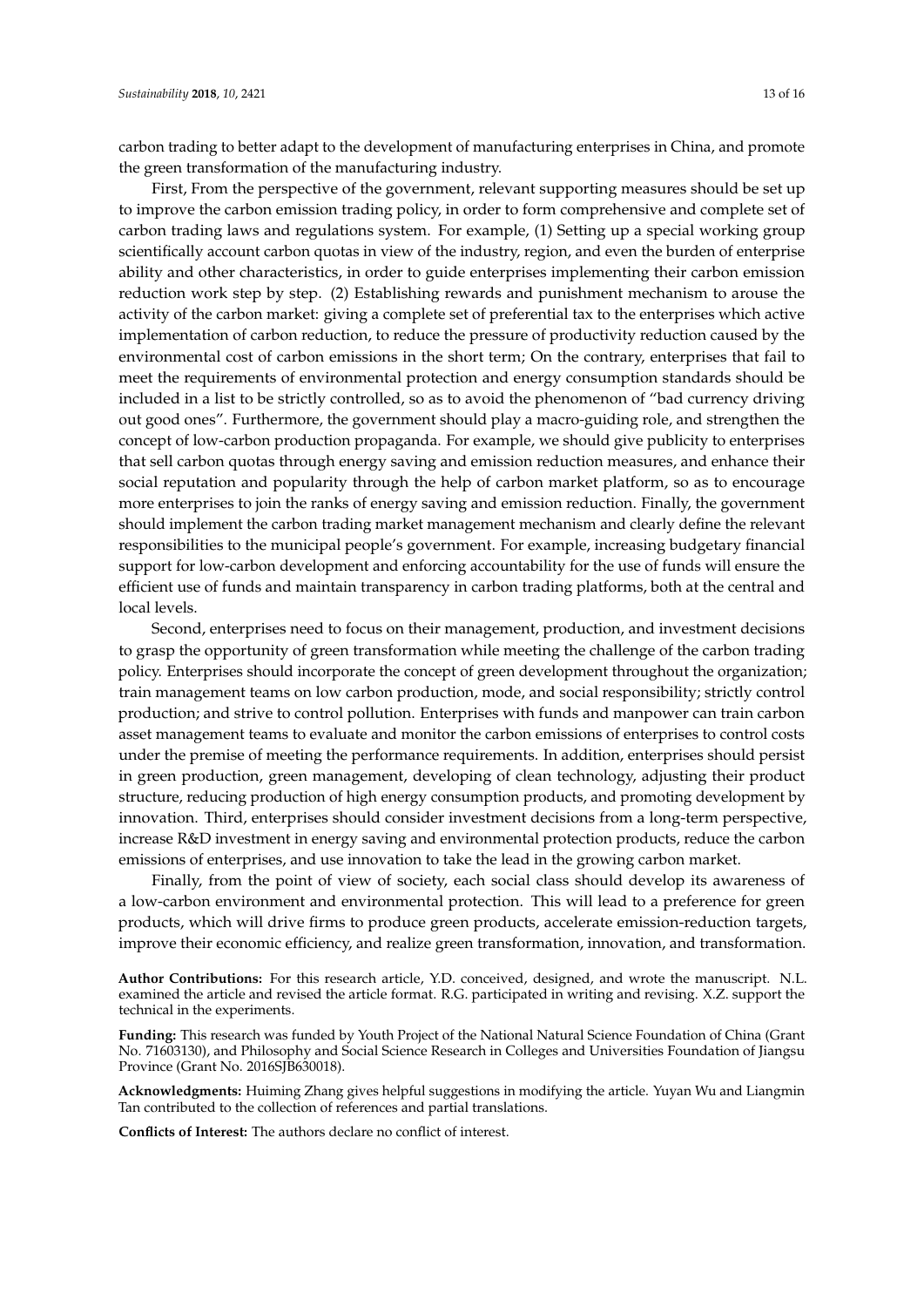carbon trading to better adapt to the development of manufacturing enterprises in China, and promote the green transformation of the manufacturing industry.

First, From the perspective of the government, relevant supporting measures should be set up to improve the carbon emission trading policy, in order to form comprehensive and complete set of carbon trading laws and regulations system. For example, (1) Setting up a special working group scientifically account carbon quotas in view of the industry, region, and even the burden of enterprise ability and other characteristics, in order to guide enterprises implementing their carbon emission reduction work step by step. (2) Establishing rewards and punishment mechanism to arouse the activity of the carbon market: giving a complete set of preferential tax to the enterprises which active implementation of carbon reduction, to reduce the pressure of productivity reduction caused by the environmental cost of carbon emissions in the short term; On the contrary, enterprises that fail to meet the requirements of environmental protection and energy consumption standards should be included in a list to be strictly controlled, so as to avoid the phenomenon of "bad currency driving out good ones". Furthermore, the government should play a macro-guiding role, and strengthen the concept of low-carbon production propaganda. For example, we should give publicity to enterprises that sell carbon quotas through energy saving and emission reduction measures, and enhance their social reputation and popularity through the help of carbon market platform, so as to encourage more enterprises to join the ranks of energy saving and emission reduction. Finally, the government should implement the carbon trading market management mechanism and clearly define the relevant responsibilities to the municipal people's government. For example, increasing budgetary financial support for low-carbon development and enforcing accountability for the use of funds will ensure the efficient use of funds and maintain transparency in carbon trading platforms, both at the central and local levels.

Second, enterprises need to focus on their management, production, and investment decisions to grasp the opportunity of green transformation while meeting the challenge of the carbon trading policy. Enterprises should incorporate the concept of green development throughout the organization; train management teams on low carbon production, mode, and social responsibility; strictly control production; and strive to control pollution. Enterprises with funds and manpower can train carbon asset management teams to evaluate and monitor the carbon emissions of enterprises to control costs under the premise of meeting the performance requirements. In addition, enterprises should persist in green production, green management, developing of clean technology, adjusting their product structure, reducing production of high energy consumption products, and promoting development by innovation. Third, enterprises should consider investment decisions from a long-term perspective, increase R&D investment in energy saving and environmental protection products, reduce the carbon emissions of enterprises, and use innovation to take the lead in the growing carbon market.

Finally, from the point of view of society, each social class should develop its awareness of a low-carbon environment and environmental protection. This will lead to a preference for green products, which will drive firms to produce green products, accelerate emission-reduction targets, improve their economic efficiency, and realize green transformation, innovation, and transformation.

**Author Contributions:** For this research article, Y.D. conceived, designed, and wrote the manuscript. N.L. examined the article and revised the article format. R.G. participated in writing and revising. X.Z. support the technical in the experiments.

**Funding:** This research was funded by Youth Project of the National Natural Science Foundation of China (Grant No. 71603130), and Philosophy and Social Science Research in Colleges and Universities Foundation of Jiangsu Province (Grant No. 2016SJB630018).

**Acknowledgments:** Huiming Zhang gives helpful suggestions in modifying the article. Yuyan Wu and Liangmin Tan contributed to the collection of references and partial translations.

**Conflicts of Interest:** The authors declare no conflict of interest.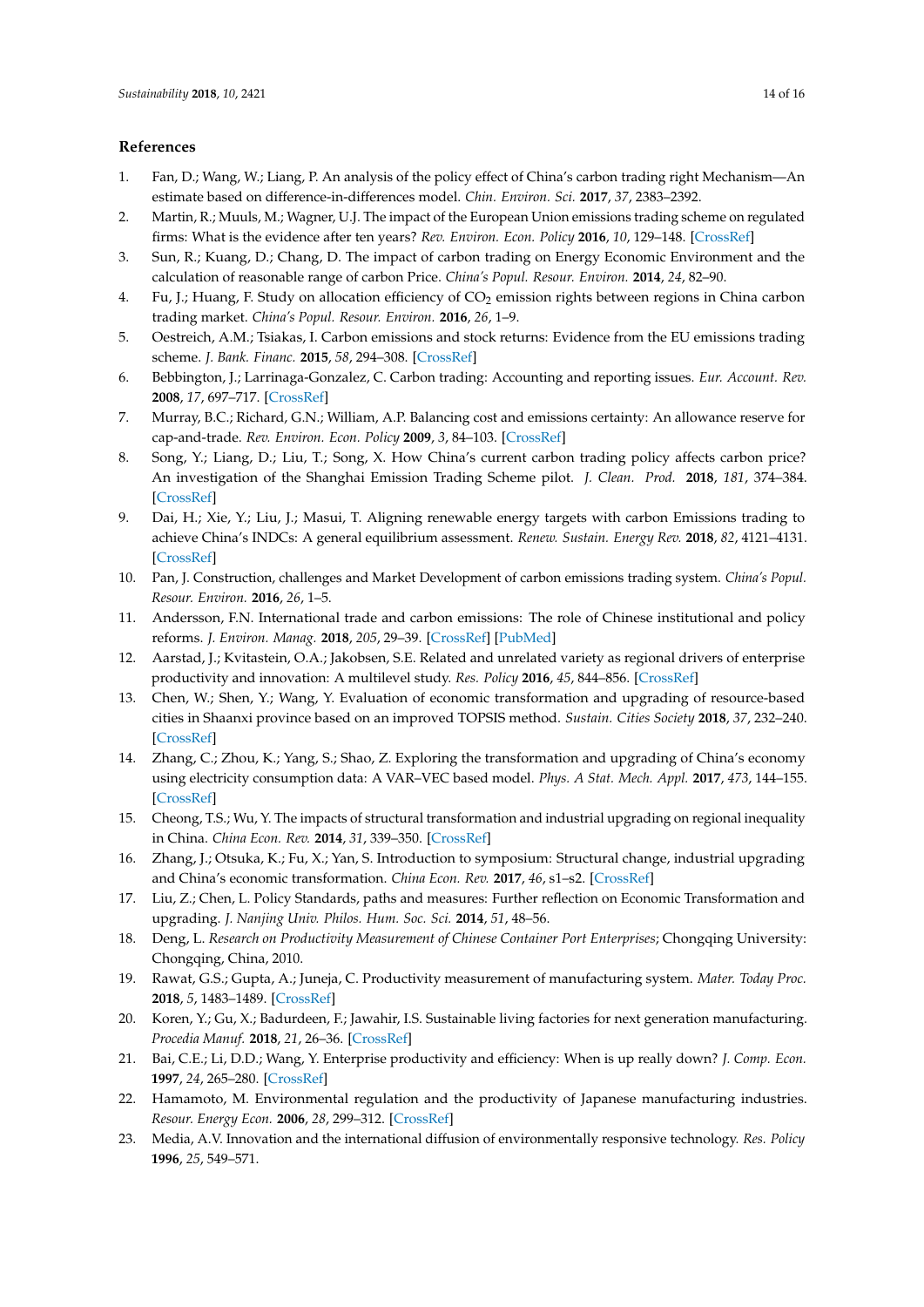## References

1. Fan, D.; Wang, W.; Liang, P. An analysis of the policy effect of China's carbon trading right Mechanism—An estimate based on difference-in-differences model. *Chin. Environ. Sci.* **2017**, *37*, 2383–2392.
2. Martin, R.; Muuls, M.; Wagner, U.J. The impact of the European Union emissions trading scheme on regulated firms: What is the evidence after ten years? *Rev. Environ. Econ. Policy* **2016**, *10*, 129–148. [CrossRef]
3. Sun, R.; Kuang, D.; Chang, D. The impact of carbon trading on Energy Economic Environment and the calculation of reasonable range of carbon Price. *China's Popul. Resour. Environ.* **2014**, *24*, 82–90.
4. Fu, J.; Huang, F. Study on allocation efficiency of $CO_2$ emission rights between regions in China carbon trading market. *China's Popul. Resour. Environ.* **2016**, *26*, 1–9.
5. Oestreich, A.M.; Tsiakas, I. Carbon emissions and stock returns: Evidence from the EU emissions trading scheme. *J. Bank. Financ.* **2015**, *58*, 294–308. [CrossRef]
6. Bebbington, J.; Larrinaga-Gonzalez, C. Carbon trading: Accounting and reporting issues. *Eur. Account. Rev.* **2008**, *17*, 697–717. [CrossRef]
7. Murray, B.C.; Richard, G.N.; William, A.P. Balancing cost and emissions certainty: An allowance reserve for cap-and-trade. *Rev. Environ. Econ. Policy* **2009**, *3*, 84–103. [CrossRef]
8. Song, Y.; Liang, D.; Liu, T.; Song, X. How China's current carbon trading policy affects carbon price? An investigation of the Shanghai Emission Trading Scheme pilot. *J. Clean. Prod.* **2018**, *181*, 374–384. [CrossRef]
9. Dai, H.; Xie, Y.; Liu, J.; Masui, T. Aligning renewable energy targets with carbon Emissions trading to achieve China's INDCs: A general equilibrium assessment. *Renew. Sustain. Energy Rev.* **2018**, *82*, 4121–4131. [CrossRef]
10. Pan, J. Construction, challenges and Market Development of carbon emissions trading system. *China's Popul. Resour. Environ.* **2016**, *26*, 1–5.
11. Andersson, F.N. International trade and carbon emissions: The role of Chinese institutional and policy reforms. *J. Environ. Manag.* **2018**, *205*, 29–39. [CrossRef] [PubMed]
12. Aarstad, J.; Kvitastein, O.A.; Jakobsen, S.E. Related and unrelated variety as regional drivers of enterprise productivity and innovation: A multilevel study. *Res. Policy* **2016**, *45*, 844–856. [CrossRef]
13. Chen, W.; Shen, Y.; Wang, Y. Evaluation of economic transformation and upgrading of resource-based cities in Shaanxi province based on an improved TOPSIS method. *Sustain. Cities Society* **2018**, *37*, 232–240. [CrossRef]
14. Zhang, C.; Zhou, K.; Yang, S.; Shao, Z. Exploring the transformation and upgrading of China's economy using electricity consumption data: A VAR–VEC based model. *Phys. A Stat. Mech. Appl.* **2017**, *473*, 144–155. [CrossRef]
15. Cheong, T.S.; Wu, Y. The impacts of structural transformation and industrial upgrading on regional inequality in China. *China Econ. Rev.* **2014**, *31*, 339–350. [CrossRef]
16. Zhang, J.; Otsuka, K.; Fu, X.; Yan, S. Introduction to symposium: Structural change, industrial upgrading and China's economic transformation. *China Econ. Rev.* **2017**, *46*, s1–s2. [CrossRef]
17. Liu, Z.; Chen, L. Policy Standards, paths and measures: Further reflection on Economic Transformation and upgrading. *J. Nanjing Univ. Philos. Hum. Soc. Sci.* **2014**, *51*, 48–56.
18. Deng, L. *Research on Productivity Measurement of Chinese Container Port Enterprises*; Chongqing University: Chongqing, China, 2010.
19. Rawat, G.S.; Gupta, A.; Juneja, C. Productivity measurement of manufacturing system. *Mater. Today Proc.* **2018**, *5*, 1483–1489. [CrossRef]
20. Koren, Y.; Gu, X.; Badurdeen, F.; Jawahir, I.S. Sustainable living factories for next generation manufacturing. *Procedia Manuf.* **2018**, *21*, 26–36. [CrossRef]
21. Bai, C.E.; Li, D.D.; Wang, Y. Enterprise productivity and efficiency: When is up really down? *J. Comp. Econ.* **1997**, *24*, 265–280. [CrossRef]
22. Hamamoto, M. Environmental regulation and the productivity of Japanese manufacturing industries. *Resour. Energy Econ.* **2006**, *28*, 299–312. [CrossRef]
23. Media, A.V. Innovation and the international diffusion of environmentally responsive technology. *Res. Policy* **1996**, *25*, 549–571.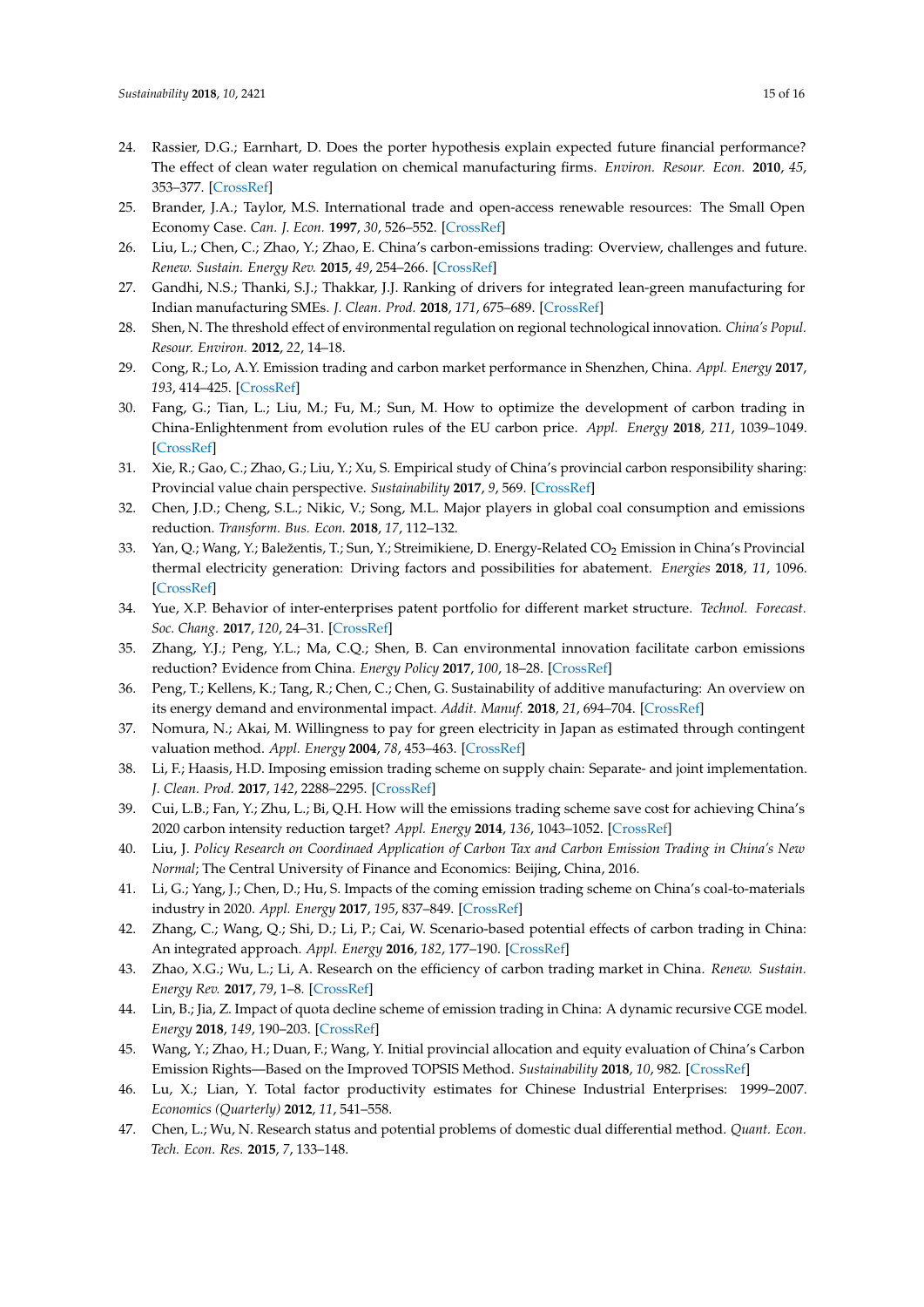24. Rassier, D.G.; Earnhart, D. Does the porter hypothesis explain expected future financial performance? The effect of clean water regulation on chemical manufacturing firms. *Environ. Resour. Econ.* **2010**, *45*, 353–377. [CrossRef]
25. Brander, J.A.; Taylor, M.S. International trade and open-access renewable resources: The Small Open Economy Case. *Can. J. Econ.* **1997**, *30*, 526–552. [CrossRef]
26. Liu, L.; Chen, C.; Zhao, Y.; Zhao, E. China's carbon-emissions trading: Overview, challenges and future. *Renew. Sustain. Energy Rev.* **2015**, *49*, 254–266. [CrossRef]
27. Gandhi, N.S.; Thanki, S.J.; Thakkar, J.J. Ranking of drivers for integrated lean-green manufacturing for Indian manufacturing SMEs. *J. Clean. Prod.* **2018**, *171*, 675–689. [CrossRef]
28. Shen, N. The threshold effect of environmental regulation on regional technological innovation. *China's Popul. Resour. Environ.* **2012**, *22*, 14–18.
29. Cong, R.; Lo, A.Y. Emission trading and carbon market performance in Shenzhen, China. *Appl. Energy* **2017**, *193*, 414–425. [CrossRef]
30. Fang, G.; Tian, L.; Liu, M.; Fu, M.; Sun, M. How to optimize the development of carbon trading in China-Enlightenment from evolution rules of the EU carbon price. *Appl. Energy* **2018**, *211*, 1039–1049. [CrossRef]
31. Xie, R.; Gao, C.; Zhao, G.; Liu, Y.; Xu, S. Empirical study of China's provincial carbon responsibility sharing: Provincial value chain perspective. *Sustainability* **2017**, *9*, 569. [CrossRef]
32. Chen, J.D.; Cheng, S.L.; Nikic, V.; Song, M.L. Major players in global coal consumption and emissions reduction. *Transform. Bus. Econ.* **2018**, *17*, 112–132.
33. Yan, Q.; Wang, Y.; Baležentis, T.; Sun, Y.; Streimikiene, D. Energy-Related $CO_2$ Emission in China's Provincial thermal electricity generation: Driving factors and possibilities for abatement. *Energies* **2018**, *11*, 1096. [CrossRef]
34. Yue, X.P. Behavior of inter-enterprises patent portfolio for different market structure. *Technol. Forecast. Soc. Chang.* **2017**, *120*, 24–31. [CrossRef]
35. Zhang, Y.J.; Peng, Y.L.; Ma, C.Q.; Shen, B. Can environmental innovation facilitate carbon emissions reduction? Evidence from China. *Energy Policy* **2017**, *100*, 18–28. [CrossRef]
36. Peng, T.; Kellens, K.; Tang, R.; Chen, C.; Chen, G. Sustainability of additive manufacturing: An overview on its energy demand and environmental impact. *Addit. Manuf.* **2018**, *21*, 694–704. [CrossRef]
37. Nomura, N.; Akai, M. Willingness to pay for green electricity in Japan as estimated through contingent valuation method. *Appl. Energy* **2004**, *78*, 453–463. [CrossRef]
38. Li, F.; Haasis, H.D. Imposing emission trading scheme on supply chain: Separate- and joint implementation. *J. Clean. Prod.* **2017**, *142*, 2288–2295. [CrossRef]
39. Cui, L.B.; Fan, Y.; Zhu, L.; Bi, Q.H. How will the emissions trading scheme save cost for achieving China's 2020 carbon intensity reduction target? *Appl. Energy* **2014**, *136*, 1043–1052. [CrossRef]
40. Liu, J. *Policy Research on Coordinaed Application of Carbon Tax and Carbon Emission Trading in China's New Normal*; The Central University of Finance and Economics: Beijing, China, 2016.
41. Li, G.; Yang, J.; Chen, D.; Hu, S. Impacts of the coming emission trading scheme on China's coal-to-materials industry in 2020. *Appl. Energy* **2017**, *195*, 837–849. [CrossRef]
42. Zhang, C.; Wang, Q.; Shi, D.; Li, P.; Cai, W. Scenario-based potential effects of carbon trading in China: An integrated approach. *Appl. Energy* **2016**, *182*, 177–190. [CrossRef]
43. Zhao, X.G.; Wu, L.; Li, A. Research on the efficiency of carbon trading market in China. *Renew. Sustain. Energy Rev.* **2017**, *79*, 1–8. [CrossRef]
44. Lin, B.; Jia, Z. Impact of quota decline scheme of emission trading in China: A dynamic recursive CGE model. *Energy* **2018**, *149*, 190–203. [CrossRef]
45. Wang, Y.; Zhao, H.; Duan, F.; Wang, Y. Initial provincial allocation and equity evaluation of China's Carbon Emission Rights—Based on the Improved TOPSIS Method. *Sustainability* **2018**, *10*, 982. [CrossRef]
46. Lu, X.; Lian, Y. Total factor productivity estimates for Chinese Industrial Enterprises: 1999–2007. *Economics (Quarterly)* **2012**, *11*, 541–558.
47. Chen, L.; Wu, N. Research status and potential problems of domestic dual differential method. *Quant. Econ. Tech. Econ. Res.* **2015**, *7*, 133–148.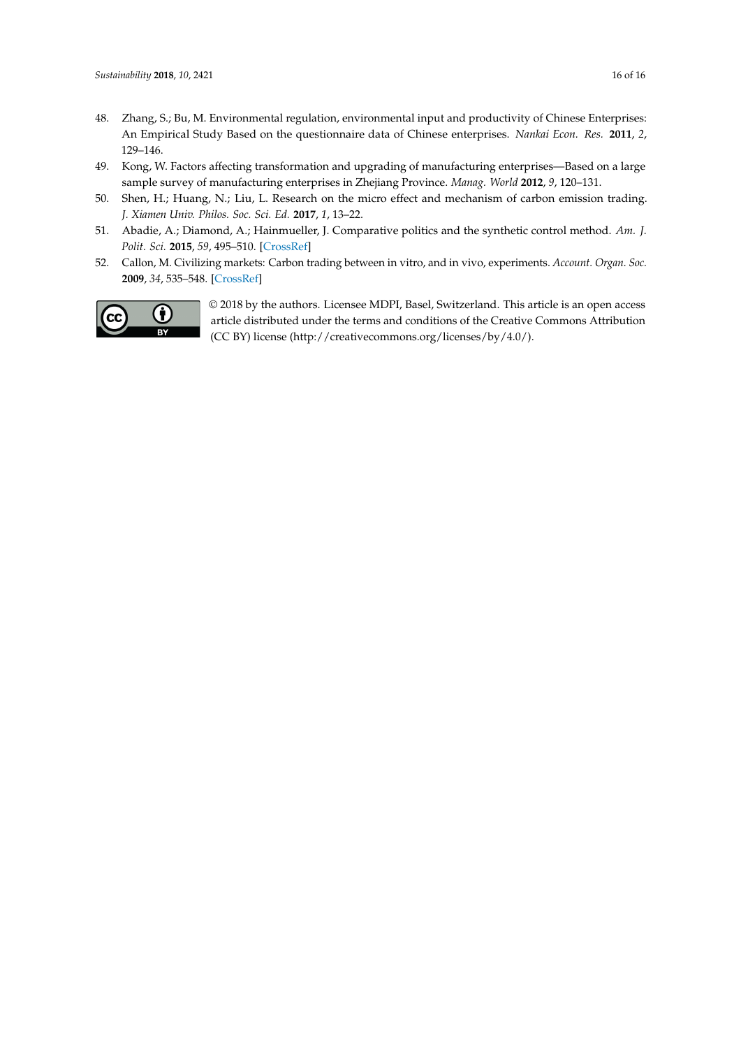48. Zhang, S.; Bu, M. Environmental regulation, environmental input and productivity of Chinese Enterprises: An Empirical Study Based on the questionnaire data of Chinese enterprises. *Nankai Econ. Res.* **2011**, *2*, 129–146.
49. Kong, W. Factors affecting transformation and upgrading of manufacturing enterprises—Based on a large sample survey of manufacturing enterprises in Zhejiang Province. *Manag. World* **2012**, *9*, 120–131.
50. Shen, H.; Huang, N.; Liu, L. Research on the micro effect and mechanism of carbon emission trading. *J. Xiamen Univ. Philos. Soc. Sci. Ed.* **2017**, *1*, 13–22.
51. Abadie, A.; Diamond, A.; Hainmueller, J. Comparative politics and the synthetic control method. *Am. J. Polit. Sci.* **2015**, *59*, 495–510. [CrossRef]
52. Callon, M. Civilizing markets: Carbon trading between in vitro, and in vivo, experiments. *Account. Organ. Soc.* **2009**, *34*, 535–548. [CrossRef]

© 2018 by the authors. Licensee MDPI, Basel, Switzerland. This article is an open access article distributed under the terms and conditions of the Creative Commons Attribution (CC BY) license (http://creativecommons.org/licenses/by/4.0/).